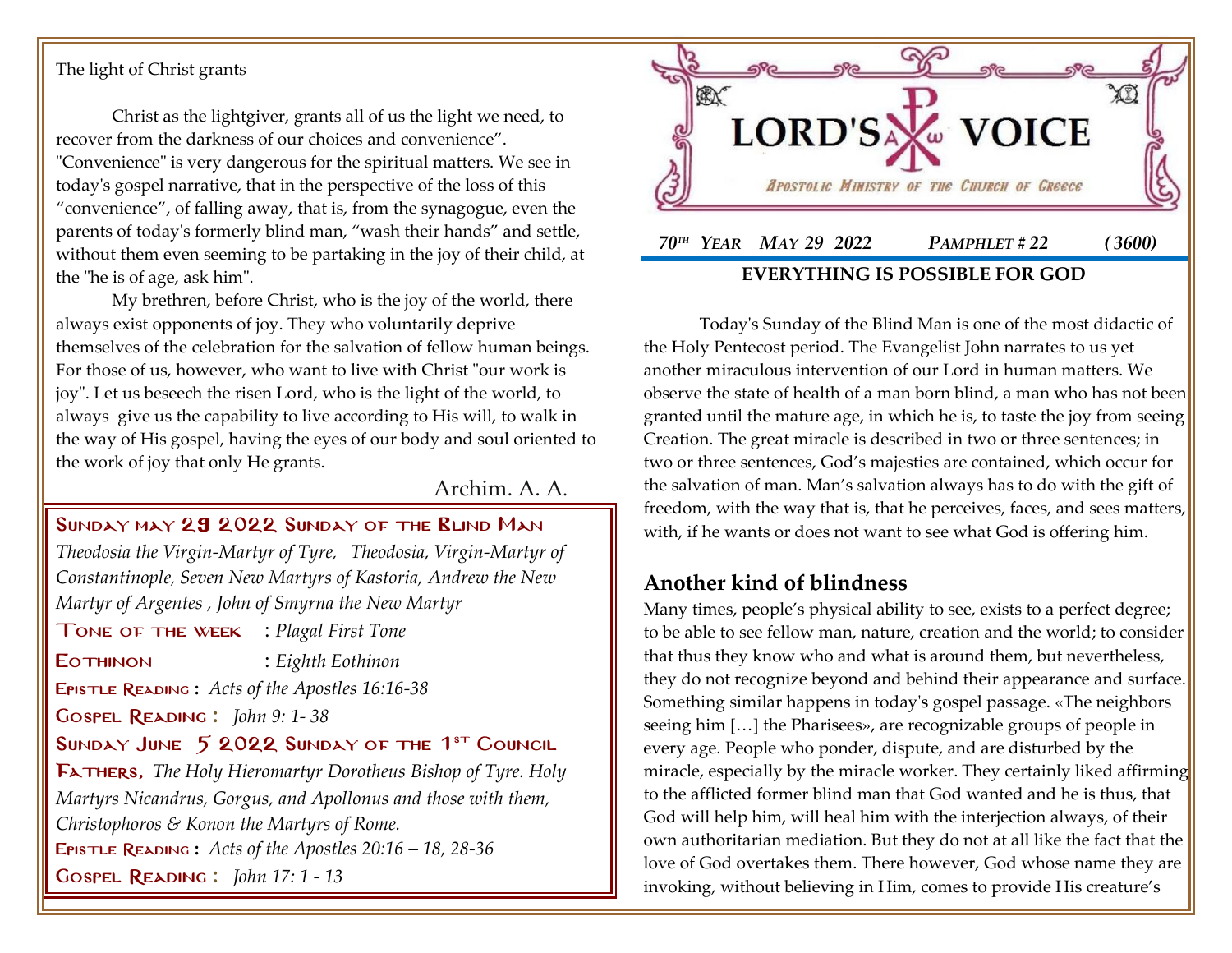The light of Christ grants

Christ as the lightgiver, grants all of us the light we need, to recover from the darkness of our choices and convenience". "Convenience" is very dangerous for the spiritual matters. We see in today's gospel narrative, that in the perspective of the loss of this "convenience", of falling away, that is, from the synagogue, even the parents of today's formerly blind man, "wash their hands" and settle, without them even seeming to be partaking in the joy of their child, at the "he is of age, ask him".

My brethren, before Christ, who is the joy of the world, there always exist opponents of joy. They who voluntarily deprive themselves of the celebration for the salvation of fellow human beings. For those of us, however, who want to live with Christ "our work is joy". Let us beseech the risen Lord, who is the light of the world, to always give us the capability to live according to His will, to walk in the way of His gospel, having the eyes of our body and soul oriented to the work of joy that only He grants.

Archim. A. A.

**SUNDAY MAY 29 2022 SUNDAY OF THE BLIND MAN**

*Theodosia the Virgin-Martyr of Tyre, Theodosia, Virgin-Martyr of Constantinople, Seven New Martyrs of Kastoria, Andrew the New Martyr of Argentes , John of Smyrna the New Martyr*

**TONE OF THE WEEK** : *Plagal First Tone*

**EOTHINON** : *Eighth Eothinon*

**EPISTLE READING** : *Acts of the Apostles 16:16-38*

**GOSPEL READING** : *John 9: 1- 38*

**SUNDAY JUNE 5 2022 SUNDAY OF THE 1ST COUNCIL FATHERS.** *The Holy Hieromartyr Dorotheus Bishop of Tyre. Holy Martyrs Nicandrus, Gorgus, and Apollonus and those with them, Christophoros & Konon the Martyrs of Rome.*

**EPISTLE READING** : *Acts of the Apostles 20:16 – 18, 28-36*

**GOSPEL READING** : *John 17: 1 - 13*

# LORD'S VOICE

*APOSTOLIC MINISTRY OF THE CHURCH OF GREECE*

*70TH YEAR MAY 29 2022 PAMPHLET # 22 (3600)*

## EVERYTHING IS POSSIBLE FOR GOD

Today's Sunday of the Blind Man is one of the most didactic of the Holy Pentecost period. The Evangelist John narrates to us yet another miraculous intervention of our Lord in human matters. We observe the state of health of a man born blind, a man who has not been granted until the mature age, in which he is, to taste the joy from seeing Creation. The great miracle is described in two or three sentences; in two or three sentences, God's majesties are contained, which occur for the salvation of man. Man's salvation always has to do with the gift of freedom, with the way that is, that he perceives, faces, and sees matters, with, if he wants or does not want to see what God is offering him.

## Another kind of blindness

Many times, people's physical ability to see, exists to a perfect degree; to be able to see fellow man, nature, creation and the world; to consider that thus they know who and what is around them, but nevertheless, they do not recognize beyond and behind their appearance and surface. Something similar happens in today's gospel passage. «The neighbors seeing him […] the Pharisees», are recognizable groups of people in every age. People who ponder, dispute, and are disturbed by the miracle, especially by the miracle worker. They certainly liked affirming to the afflicted former blind man that God wanted and he is thus, that God will help him, will heal him with the interjection always, of their own authoritarian mediation. But they do not at all like the fact that the love of God overtakes them. There however, God whose name they are invoking, without believing in Him, comes to provide His creature's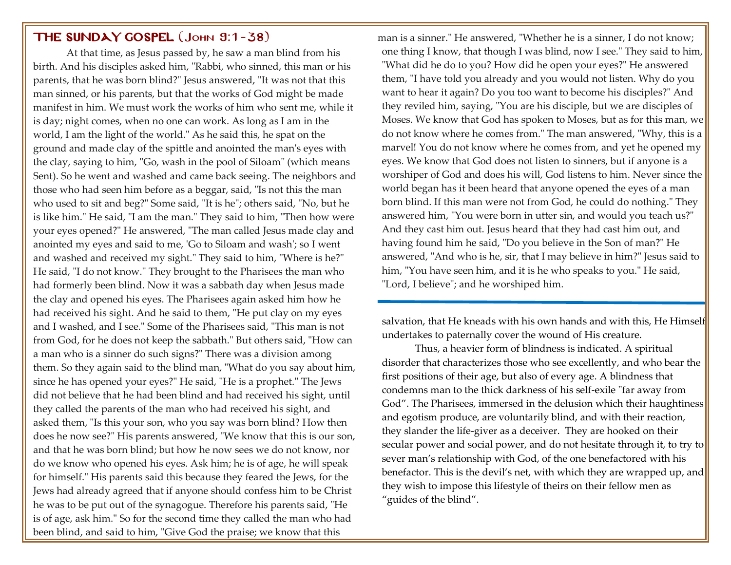## THE SUNDAY GOSPEL (John 9:1-38)

At that time, as Jesus passed by, he saw a man blind from his birth. And his disciples asked him, "Rabbi, who sinned, this man or his parents, that he was born blind?" Jesus answered, "It was not that this man sinned, or his parents, but that the works of God might be made manifest in him. We must work the works of him who sent me, while it is day; night comes, when no one can work. As long as I am in the world, I am the light of the world." As he said this, he spat on the ground and made clay of the spittle and anointed the man's eyes with the clay, saying to him, "Go, wash in the pool of Siloam" (which means Sent). So he went and washed and came back seeing. The neighbors and those who had seen him before as a beggar, said, "Is not this the man who used to sit and beg?" Some said, "It is he"; others said, "No, but he is like him." He said, "I am the man." They said to him, "Then how were your eyes opened?" He answered, "The man called Jesus made clay and anointed my eyes and said to me, 'Go to Siloam and wash'; so I went and washed and received my sight." They said to him, "Where is he?" He said, "I do not know." They brought to the Pharisees the man who had formerly been blind. Now it was a sabbath day when Jesus made the clay and opened his eyes. The Pharisees again asked him how he had received his sight. And he said to them, "He put clay on my eyes and I washed, and I see." Some of the Pharisees said, "This man is not from God, for he does not keep the sabbath." But others said, "How can a man who is a sinner do such signs?" There was a division among them. So they again said to the blind man, "What do you say about him, since he has opened your eyes?" He said, "He is a prophet." The Jews did not believe that he had been blind and had received his sight, until they called the parents of the man who had received his sight, and asked them, "Is this your son, who you say was born blind? How then does he now see?" His parents answered, "We know that this is our son, and that he was born blind; but how he now sees we do not know, nor do we know who opened his eyes. Ask him; he is of age, he will speak for himself." His parents said this because they feared the Jews, for the Jews had already agreed that if anyone should confess him to be Christ he was to be put out of the synagogue. Therefore his parents said, "He is of age, ask him." So for the second time they called the man who had been blind, and said to him, "Give God the praise; we know that this man is a sinner." He answered, "Whether he is a sinner, I do not know; one thing I know, that though I was blind, now I see." They said to him, "What did he do to you? How did he open your eyes?" He answered them, "I have told you already and you would not listen. Why do you want to hear it again? Do you too want to become his disciples?" And they reviled him, saying, "You are his disciple, but we are disciples of Moses. We know that God has spoken to Moses, but as for this man, we do not know where he comes from." The man answered, "Why, this is a marvel! You do not know where he comes from, and yet he opened my eyes. We know that God does not listen to sinners, but if anyone is a worshiper of God and does his will, God listens to him. Never since the world began has it been heard that anyone opened the eyes of a man born blind. If this man were not from God, he could do nothing." They answered him, "You were born in utter sin, and would you teach us?" And they cast him out. Jesus heard that they had cast him out, and having found him he said, "Do you believe in the Son of man?" He answered, "And who is he, sir, that I may believe in him?" Jesus said to him, "You have seen him, and it is he who speaks to you." He said, "Lord, I believe"; and he worshiped him.

---

salvation, that He kneads with his own hands and with this, He Himself undertakes to paternally cover the wound of His creature.

Thus, a heavier form of blindness is indicated. A spiritual disorder that characterizes those who see excellently, and who bear the first positions of their age, but also of every age. A blindness that condemns man to the thick darkness of his self-exile "far away from God". The Pharisees, immersed in the delusion which their haughtiness and egotism produce, are voluntarily blind, and with their reaction, they slander the life-giver as a deceiver. They are hooked on their secular power and social power, and do not hesitate through it, to try to sever man's relationship with God, of the one benefactored with his benefactor. This is the devil's net, with which they are wrapped up, and they wish to impose this lifestyle of theirs on their fellow men as "guides of the blind".